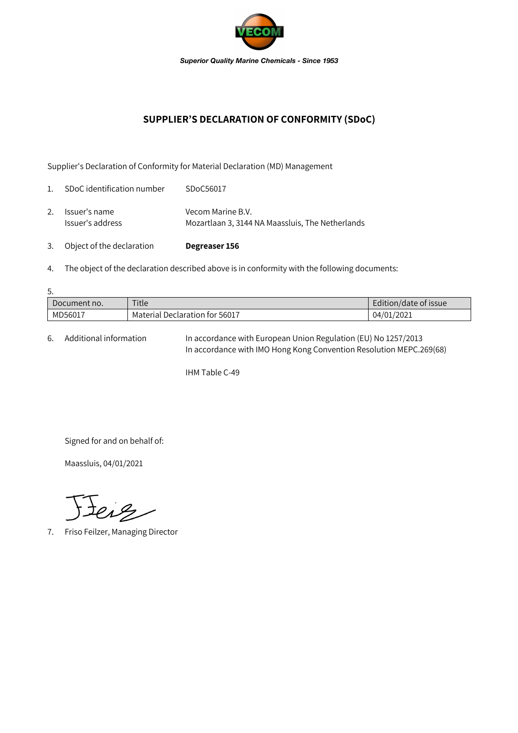*Superior Quality Marine Chemicals - Since 1953*

# SUPPLIER'S DECLARATION OF CONFORMITY (SDoC)

Supplier's Declaration of Conformity for Material Declaration (MD) Management

1. SDoC identification number SDoC56017
2. Issuer's name Vecom Marine B.V.
   Issuer's address Mozartlaan 3, 3144 NA Maassluis, The Netherlands
3. Object of the declaration **Degreaser 156**
4. The object of the declaration described above is in conformity with the following documents:
5. 

| Document no. | Title | Edition/date of issue |
|---|---|---|
| MD56017 | Material Declaration for 56017 | 04/01/2021 |

6. Additional information In accordance with European Union Regulation (EU) No 1257/2013
   In accordance with IMO Hong Kong Convention Resolution MEPC.269(68)

   IHM Table C-49

Signed for and on behalf of:

Maassluis, 04/01/2021

7. Friso Feilzer, Managing Director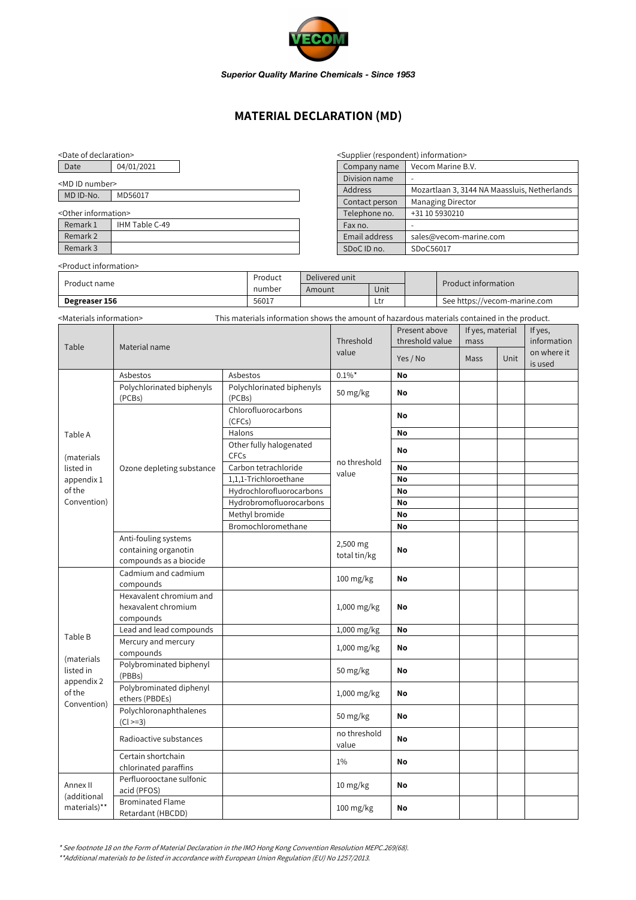VECOM

*Superior Quality Marine Chemicals - Since 1953*

# MATERIAL DECLARATION (MD)

<Date of declaration>

| | |
|---|---|
| Date | 04/01/2021 |

<MD ID number>

| | |
|---|---|
| MD ID-No. | MD56017 |

<Other information>

| | |
|---|---|
| Remark 1 | IHM Table C-49 |
| Remark 2 | |
| Remark 3 | |

<Supplier (respondent) information>

| | |
|---|---|
| Company name | Vecom Marine B.V. |
| Division name | - |
| Address | Mozartlaan 3, 3144 NA Maassluis, Netherlands |
| Contact person | Managing Director |
| Telephone no. | +31 10 5930210 |
| Fax no. | - |
| Email address | sales@vecom-marine.com |
| SDoC ID no. | SDoC56017 |

<Product information>

| Product name | Product number | Delivered unit | | | Product information |
|---|---|---|---|---|---|
| | | Amount | Unit | | |
| **Degreaser 156** | 56017 | | Ltr | | See https://vecom-marine.com |

<Materials information> This materials information shows the amount of hazardous materials contained in the product.

| Table | Material name | | Threshold value | Present above threshold value | If yes, material mass | | If yes, information on where it is used |
|---|---|---|---|---|---|---|---|
| | | | | Yes / No | Mass | Unit | |
| Table A (materials listed in appendix 1 of the Convention) | Asbestos | Asbestos | 0.1%* | **No** | | | |
| | Polychlorinated biphenyls (PCBs) | Polychlorinated biphenyls (PCBs) | 50 mg/kg | **No** | | | |
| | Ozone depleting substance | Chlorofluorocarbons (CFCs) | no threshold value | **No** | | | |
| | | Halons | | **No** | | | |
| | | Other fully halogenated CFCs | | **No** | | | |
| | | Carbon tetrachloride | | **No** | | | |
| | | 1,1,1-Trichloroethane | | **No** | | | |
| | | Hydrochlorofluorocarbons | | **No** | | | |
| | | Hydrobromofluorocarbons | | **No** | | | |
| | | Methyl bromide | | **No** | | | |
| | | Bromochloromethane | | **No** | | | |
| | Anti-fouling systems containing organotin compounds as a biocide | | 2,500 mg total tin/kg | **No** | | | |
| Table B (materials listed in appendix 2 of the Convention) | Cadmium and cadmium compounds | | 100 mg/kg | **No** | | | |
| | Hexavalent chromium and hexavalent chromium compounds | | 1,000 mg/kg | **No** | | | |
| | Lead and lead compounds | | 1,000 mg/kg | **No** | | | |
| | Mercury and mercury compounds | | 1,000 mg/kg | **No** | | | |
| | Polybrominated biphenyl (PBBs) | | 50 mg/kg | **No** | | | |
| | Polybrominated diphenyl ethers (PBDEs) | | 1,000 mg/kg | **No** | | | |
| | Polychloronaphthalenes (Cl >=3) | | 50 mg/kg | **No** | | | |
| | Radioactive substances | | no threshold value | **No** | | | |
| | Certain shortchain chlorinated paraffins | | 1% | **No** | | | |
| Annex II (additional materials)** | Perfluorooctane sulfonic acid (PFOS) | | 10 mg/kg | **No** | | | |
| | Brominated Flame Retardant (HBCDD) | | 100 mg/kg | **No** | | | |

*\* See footnote 18 on the Form of Material Declaration in the IMO Hong Kong Convention Resolution MEPC.269(68).*

*\*\*Additional materials to be listed in accordance with European Union Regulation (EU) No 1257/2013.*